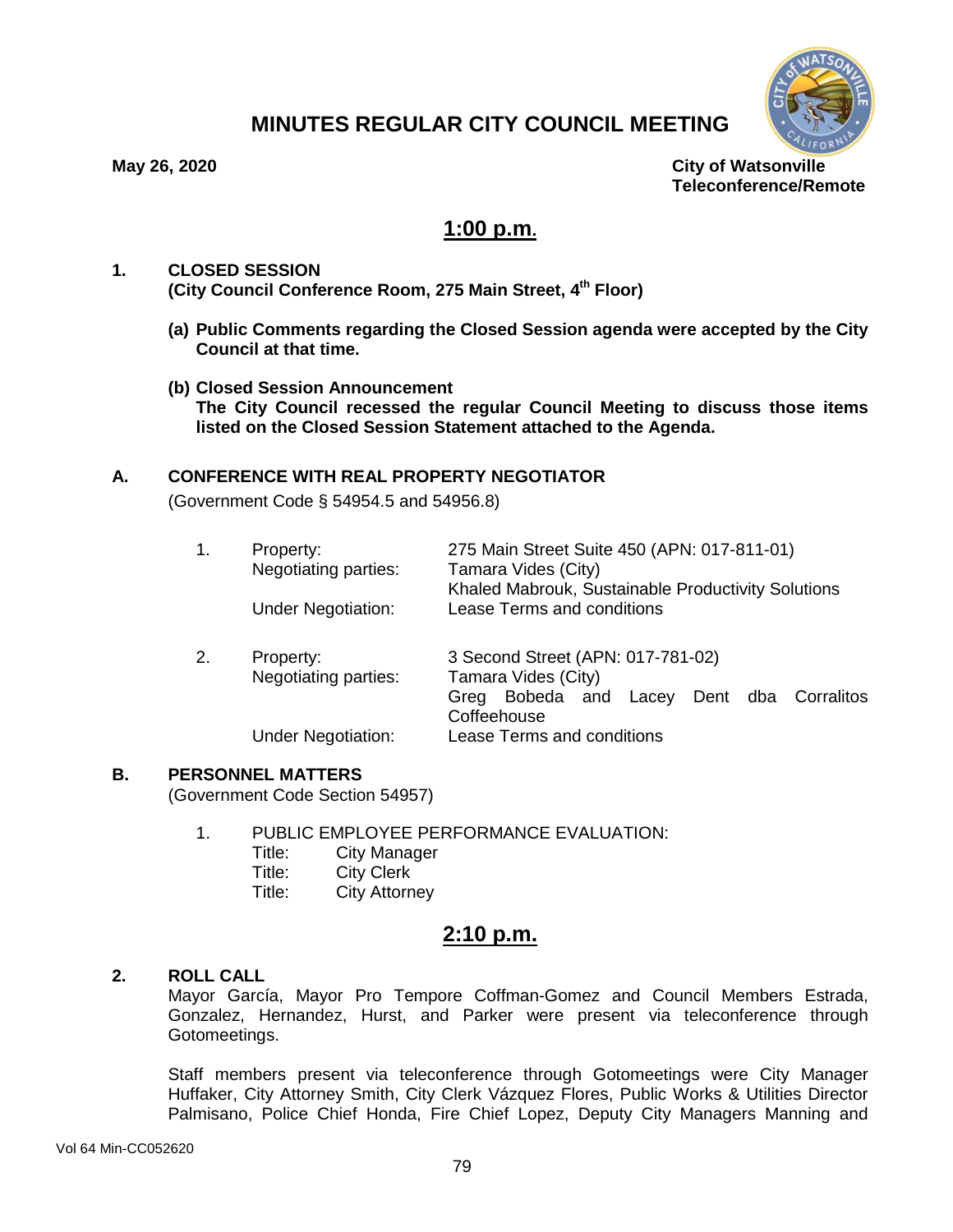# MINUTES REGULAR CITY COUNCIL MEETING

**May 26, 2020**

**City of Watsonville**
**Teleconference/Remote**

## 1:00 p.m.

**1. CLOSED SESSION**
**(City Council Conference Room, 275 Main Street, 4th Floor)**

**(a) Public Comments regarding the Closed Session agenda were accepted by the City Council at that time.**

**(b) Closed Session Announcement**
**The City Council recessed the regular Council Meeting to discuss those items listed on the Closed Session Statement attached to the Agenda.**

**A. CONFERENCE WITH REAL PROPERTY NEGOTIATOR**

(Government Code § 54954.5 and 54956.8)

1. Property: 275 Main Street Suite 450 (APN: 017-811-01)
   Negotiating parties: Tamara Vides (City)
   Khaled Mabrouk, Sustainable Productivity Solutions
   Under Negotiation: Lease Terms and conditions

2. Property: 3 Second Street (APN: 017-781-02)
   Negotiating parties: Tamara Vides (City)
   Greg Bobeda and Lacey Dent dba Corralitos Coffeehouse
   Under Negotiation: Lease Terms and conditions

**B. PERSONNEL MATTERS**

(Government Code Section 54957)

1. PUBLIC EMPLOYEE PERFORMANCE EVALUATION:
   Title: City Manager
   Title: City Clerk
   Title: City Attorney

## 2:10 p.m.

**2. ROLL CALL**

Mayor García, Mayor Pro Tempore Coffman-Gomez and Council Members Estrada, Gonzalez, Hernandez, Hurst, and Parker were present via teleconference through Gotomeetings.

Staff members present via teleconference through Gotomeetings were City Manager Huffaker, City Attorney Smith, City Clerk Vázquez Flores, Public Works & Utilities Director Palmisano, Police Chief Honda, Fire Chief Lopez, Deputy City Managers Manning and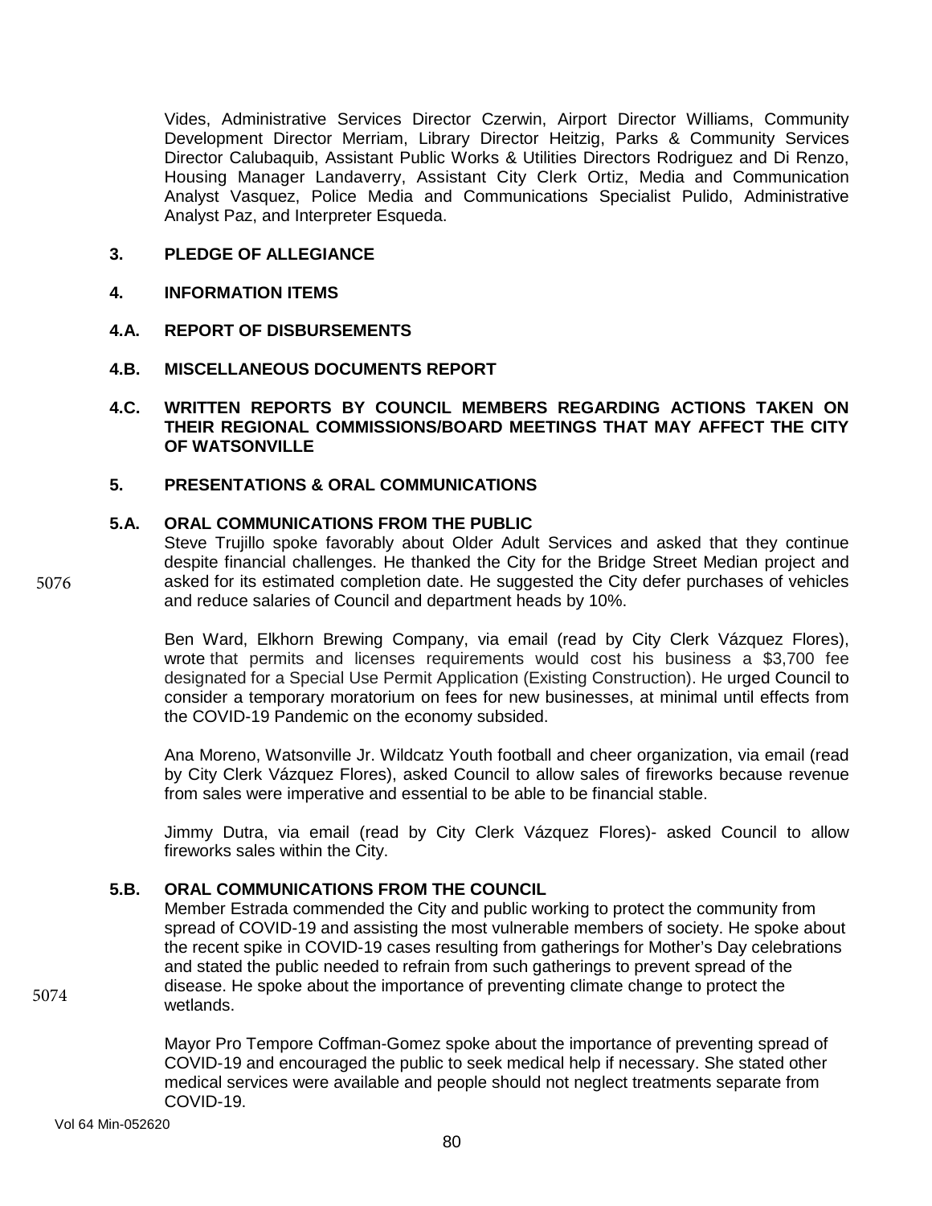Vides, Administrative Services Director Czerwin, Airport Director Williams, Community Development Director Merriam, Library Director Heitzig, Parks & Community Services Director Calubaquib, Assistant Public Works & Utilities Directors Rodriguez and Di Renzo, Housing Manager Landaverry, Assistant City Clerk Ortiz, Media and Communication Analyst Vasquez, Police Media and Communications Specialist Pulido, Administrative Analyst Paz, and Interpreter Esqueda.

## 3. PLEDGE OF ALLEGIANCE

## 4. INFORMATION ITEMS

### 4.A. REPORT OF DISBURSEMENTS

### 4.B. MISCELLANEOUS DOCUMENTS REPORT

### 4.C. WRITTEN REPORTS BY COUNCIL MEMBERS REGARDING ACTIONS TAKEN ON THEIR REGIONAL COMMISSIONS/BOARD MEETINGS THAT MAY AFFECT THE CITY OF WATSONVILLE

## 5. PRESENTATIONS & ORAL COMMUNICATIONS

### 5.A. ORAL COMMUNICATIONS FROM THE PUBLIC

5076

Steve Trujillo spoke favorably about Older Adult Services and asked that they continue despite financial challenges. He thanked the City for the Bridge Street Median project and asked for its estimated completion date. He suggested the City defer purchases of vehicles and reduce salaries of Council and department heads by 10%.

Ben Ward, Elkhorn Brewing Company, via email (read by City Clerk Vázquez Flores), wrote that permits and licenses requirements would cost his business a $3,700 fee designated for a Special Use Permit Application (Existing Construction). He urged Council to consider a temporary moratorium on fees for new businesses, at minimal until effects from the COVID-19 Pandemic on the economy subsided.

Ana Moreno, Watsonville Jr. Wildcatz Youth football and cheer organization, via email (read by City Clerk Vázquez Flores), asked Council to allow sales of fireworks because revenue from sales were imperative and essential to be able to be financial stable.

Jimmy Dutra, via email (read by City Clerk Vázquez Flores)- asked Council to allow fireworks sales within the City.

### 5.B. ORAL COMMUNICATIONS FROM THE COUNCIL

5074

Member Estrada commended the City and public working to protect the community from spread of COVID-19 and assisting the most vulnerable members of society. He spoke about the recent spike in COVID-19 cases resulting from gatherings for Mother's Day celebrations and stated the public needed to refrain from such gatherings to prevent spread of the disease. He spoke about the importance of preventing climate change to protect the wetlands.

Mayor Pro Tempore Coffman-Gomez spoke about the importance of preventing spread of COVID-19 and encouraged the public to seek medical help if necessary. She stated other medical services were available and people should not neglect treatments separate from COVID-19.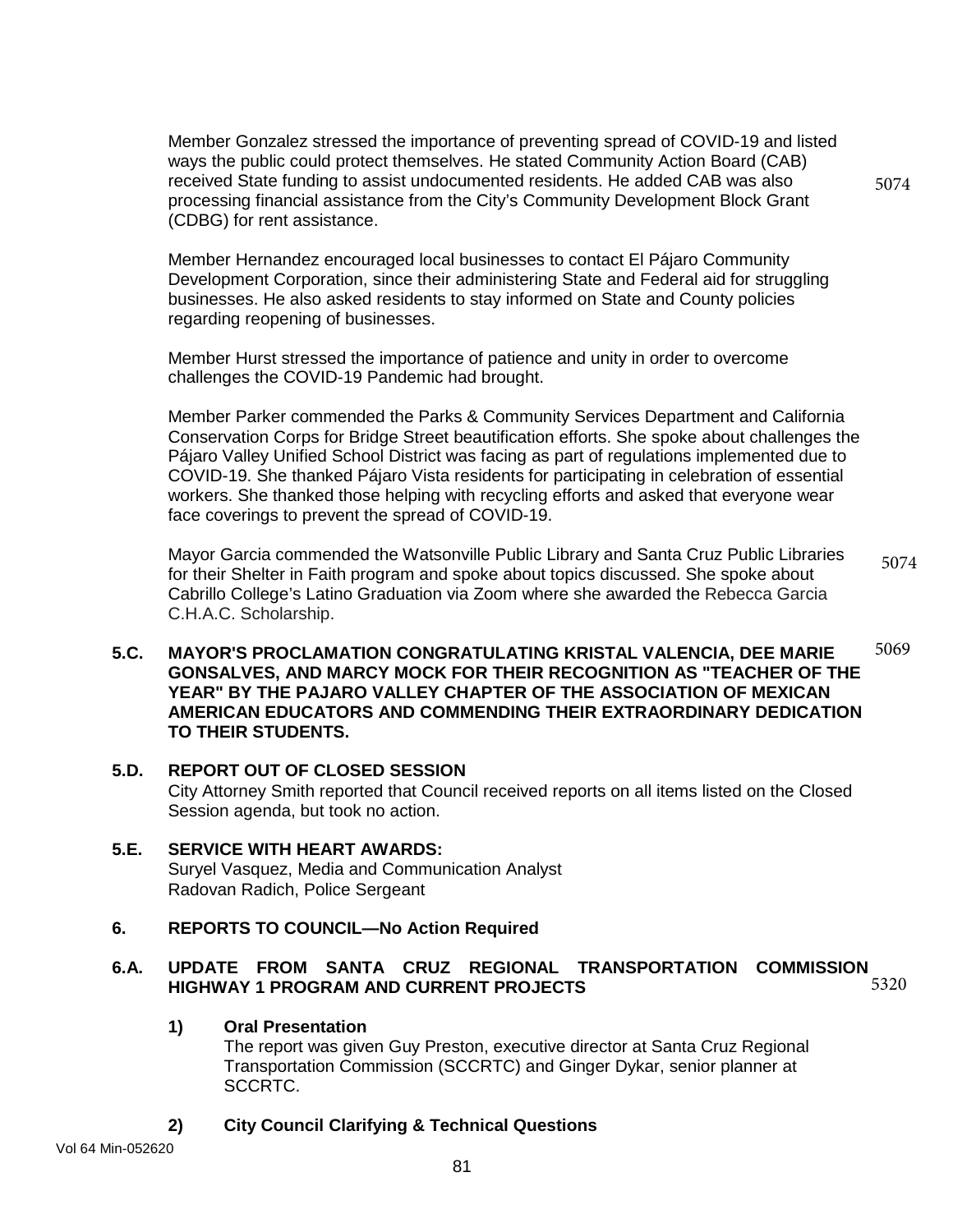Member Gonzalez stressed the importance of preventing spread of COVID-19 and listed ways the public could protect themselves. He stated Community Action Board (CAB) received State funding to assist undocumented residents. He added CAB was also processing financial assistance from the City's Community Development Block Grant (CDBG) for rent assistance. 5074

Member Hernandez encouraged local businesses to contact El Pájaro Community Development Corporation, since their administering State and Federal aid for struggling businesses. He also asked residents to stay informed on State and County policies regarding reopening of businesses.

Member Hurst stressed the importance of patience and unity in order to overcome challenges the COVID-19 Pandemic had brought.

Member Parker commended the Parks & Community Services Department and California Conservation Corps for Bridge Street beautification efforts. She spoke about challenges the Pájaro Valley Unified School District was facing as part of regulations implemented due to COVID-19. She thanked Pájaro Vista residents for participating in celebration of essential workers. She thanked those helping with recycling efforts and asked that everyone wear face coverings to prevent the spread of COVID-19.

Mayor Garcia commended the Watsonville Public Library and Santa Cruz Public Libraries for their Shelter in Faith program and spoke about topics discussed. She spoke about Cabrillo College's Latino Graduation via Zoom where she awarded the Rebecca Garcia C.H.A.C. Scholarship. 5074

**5.C. MAYOR'S PROCLAMATION CONGRATULATING KRISTAL VALENCIA, DEE MARIE GONSALVES, AND MARCY MOCK FOR THEIR RECOGNITION AS "TEACHER OF THE YEAR" BY THE PAJARO VALLEY CHAPTER OF THE ASSOCIATION OF MEXICAN AMERICAN EDUCATORS AND COMMENDING THEIR EXTRAORDINARY DEDICATION TO THEIR STUDENTS.** 5069

**5.D. REPORT OUT OF CLOSED SESSION**

City Attorney Smith reported that Council received reports on all items listed on the Closed Session agenda, but took no action.

**5.E. SERVICE WITH HEART AWARDS:**

Suryel Vasquez, Media and Communication Analyst
Radovan Radich, Police Sergeant

**6. REPORTS TO COUNCIL—No Action Required**

**6.A. UPDATE FROM SANTA CRUZ REGIONAL TRANSPORTATION COMMISSION HIGHWAY 1 PROGRAM AND CURRENT PROJECTS** 5320

**1) Oral Presentation**

The report was given Guy Preston, executive director at Santa Cruz Regional Transportation Commission (SCCRTC) and Ginger Dykar, senior planner at SCCRTC.

**2) City Council Clarifying & Technical Questions**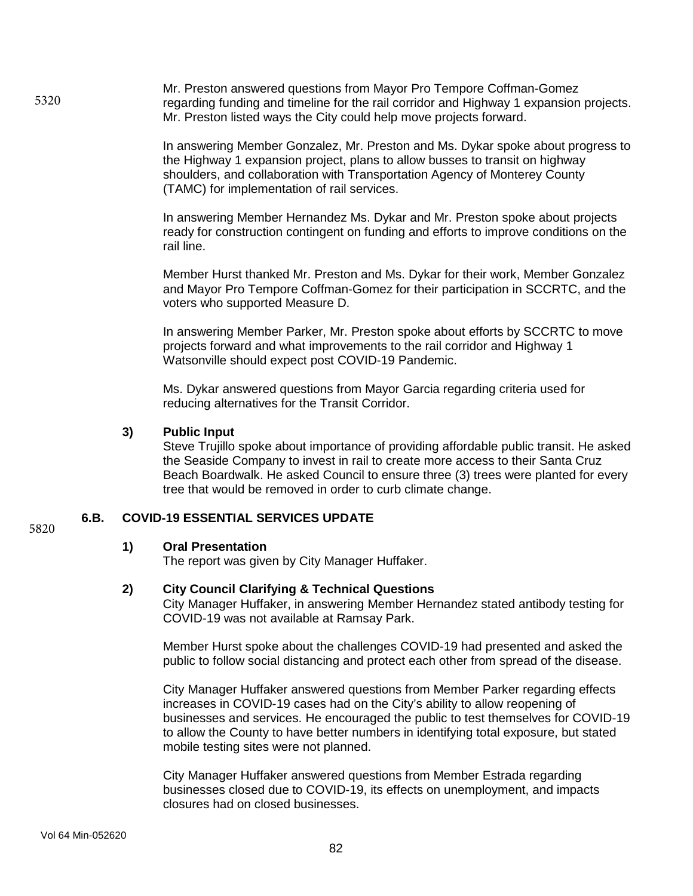5320

Mr. Preston answered questions from Mayor Pro Tempore Coffman-Gomez regarding funding and timeline for the rail corridor and Highway 1 expansion projects. Mr. Preston listed ways the City could help move projects forward.

In answering Member Gonzalez, Mr. Preston and Ms. Dykar spoke about progress to the Highway 1 expansion project, plans to allow busses to transit on highway shoulders, and collaboration with Transportation Agency of Monterey County (TAMC) for implementation of rail services.

In answering Member Hernandez Ms. Dykar and Mr. Preston spoke about projects ready for construction contingent on funding and efforts to improve conditions on the rail line.

Member Hurst thanked Mr. Preston and Ms. Dykar for their work, Member Gonzalez and Mayor Pro Tempore Coffman-Gomez for their participation in SCCRTC, and the voters who supported Measure D.

In answering Member Parker, Mr. Preston spoke about efforts by SCCRTC to move projects forward and what improvements to the rail corridor and Highway 1 Watsonville should expect post COVID-19 Pandemic.

Ms. Dykar answered questions from Mayor Garcia regarding criteria used for reducing alternatives for the Transit Corridor.

**3) Public Input**

Steve Trujillo spoke about importance of providing affordable public transit. He asked the Seaside Company to invest in rail to create more access to their Santa Cruz Beach Boardwalk. He asked Council to ensure three (3) trees were planted for every tree that would be removed in order to curb climate change.

5820

## 6.B. COVID-19 ESSENTIAL SERVICES UPDATE

**1) Oral Presentation**

The report was given by City Manager Huffaker.

**2) City Council Clarifying & Technical Questions**

City Manager Huffaker, in answering Member Hernandez stated antibody testing for COVID-19 was not available at Ramsay Park.

Member Hurst spoke about the challenges COVID-19 had presented and asked the public to follow social distancing and protect each other from spread of the disease.

City Manager Huffaker answered questions from Member Parker regarding effects increases in COVID-19 cases had on the City's ability to allow reopening of businesses and services. He encouraged the public to test themselves for COVID-19 to allow the County to have better numbers in identifying total exposure, but stated mobile testing sites were not planned.

City Manager Huffaker answered questions from Member Estrada regarding businesses closed due to COVID-19, its effects on unemployment, and impacts closures had on closed businesses.

Vol 64 Min-052620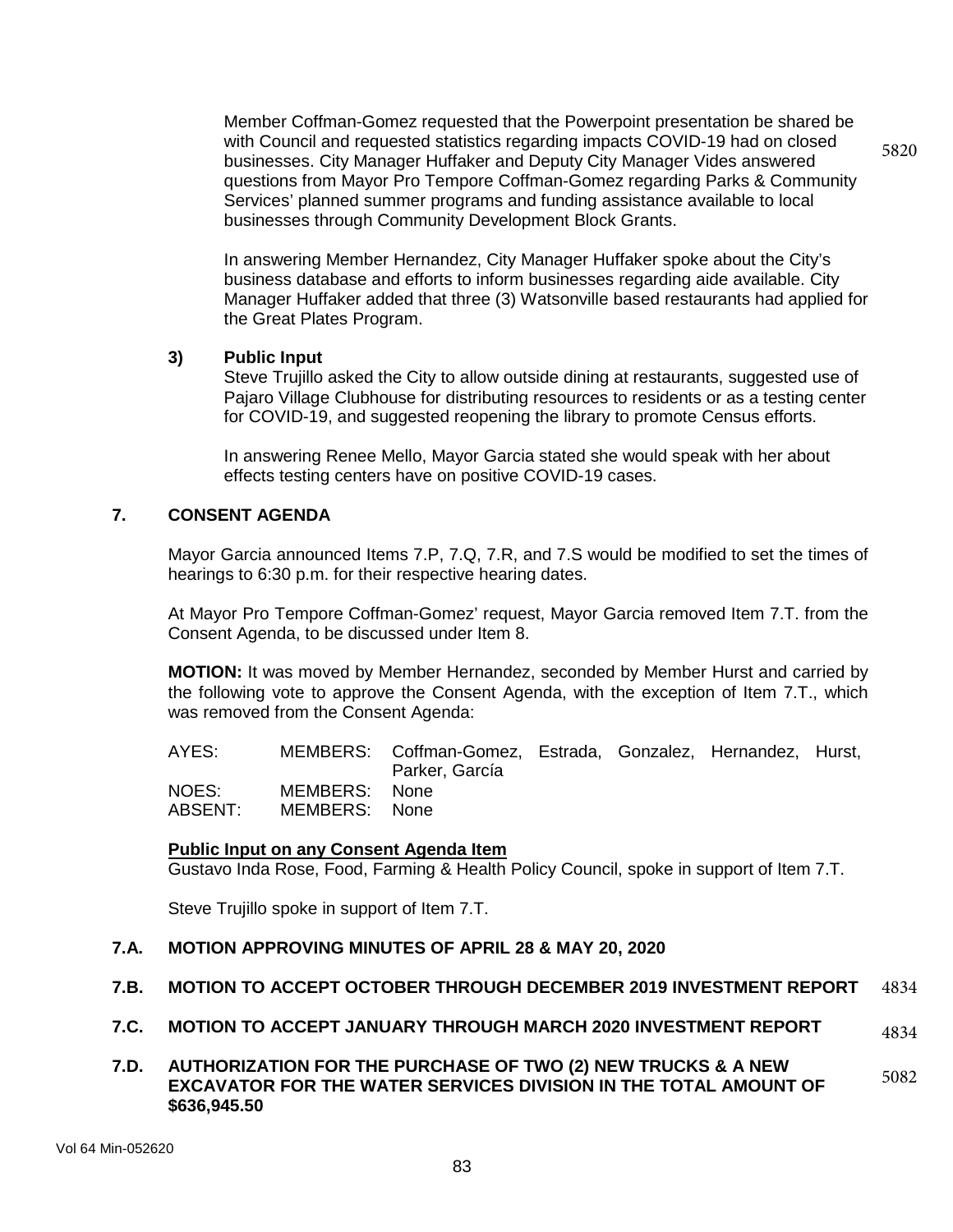Member Coffman-Gomez requested that the Powerpoint presentation be shared be with Council and requested statistics regarding impacts COVID-19 had on closed businesses. City Manager Huffaker and Deputy City Manager Vides answered questions from Mayor Pro Tempore Coffman-Gomez regarding Parks & Community Services' planned summer programs and funding assistance available to local businesses through Community Development Block Grants. 5820

In answering Member Hernandez, City Manager Huffaker spoke about the City's business database and efforts to inform businesses regarding aide available. City Manager Huffaker added that three (3) Watsonville based restaurants had applied for the Great Plates Program.

**3) Public Input**

Steve Trujillo asked the City to allow outside dining at restaurants, suggested use of Pajaro Village Clubhouse for distributing resources to residents or as a testing center for COVID-19, and suggested reopening the library to promote Census efforts.

In answering Renee Mello, Mayor Garcia stated she would speak with her about effects testing centers have on positive COVID-19 cases.

## 7. CONSENT AGENDA

Mayor Garcia announced Items 7.P, 7.Q, 7.R, and 7.S would be modified to set the times of hearings to 6:30 p.m. for their respective hearing dates.

At Mayor Pro Tempore Coffman-Gomez' request, Mayor Garcia removed Item 7.T. from the Consent Agenda, to be discussed under Item 8.

**MOTION:** It was moved by Member Hernandez, seconded by Member Hurst and carried by the following vote to approve the Consent Agenda, with the exception of Item 7.T., which was removed from the Consent Agenda:

| | | |
|---|---|---|
| AYES: | MEMBERS: | Coffman-Gomez, Estrada, Gonzalez, Hernandez, Hurst, Parker, García |
| NOES: | MEMBERS: | None |
| ABSENT: | MEMBERS: | None |

**Public Input on any Consent Agenda Item**

Gustavo Inda Rose, Food, Farming & Health Policy Council, spoke in support of Item 7.T.

Steve Trujillo spoke in support of Item 7.T.

### 7.A. MOTION APPROVING MINUTES OF APRIL 28 & MAY 20, 2020

### 7.B. MOTION TO ACCEPT OCTOBER THROUGH DECEMBER 2019 INVESTMENT REPORT 4834

### 7.C. MOTION TO ACCEPT JANUARY THROUGH MARCH 2020 INVESTMENT REPORT 4834

### 7.D. AUTHORIZATION FOR THE PURCHASE OF TWO (2) NEW TRUCKS & A NEW EXCAVATOR FOR THE WATER SERVICES DIVISION IN THE TOTAL AMOUNT OF $636,945.50 5082

Vol 64 Min-052620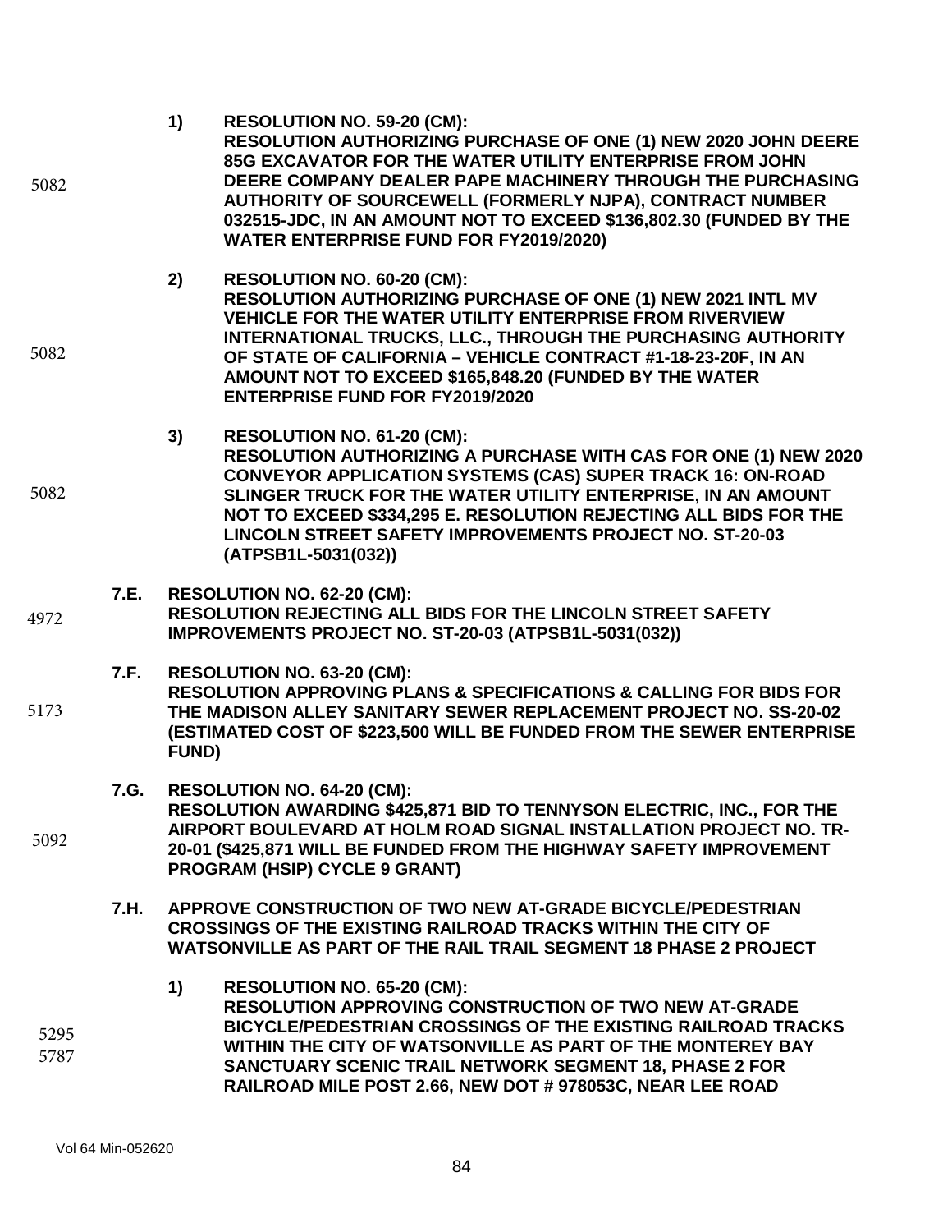5082

**1) RESOLUTION NO. 59-20 (CM):**
**RESOLUTION AUTHORIZING PURCHASE OF ONE (1) NEW 2020 JOHN DEERE 85G EXCAVATOR FOR THE WATER UTILITY ENTERPRISE FROM JOHN DEERE COMPANY DEALER PAPE MACHINERY THROUGH THE PURCHASING AUTHORITY OF SOURCEWELL (FORMERLY NJPA), CONTRACT NUMBER 032515-JDC, IN AN AMOUNT NOT TO EXCEED $136,802.30 (FUNDED BY THE WATER ENTERPRISE FUND FOR FY2019/2020)**

5082

**2) RESOLUTION NO. 60-20 (CM):**
**RESOLUTION AUTHORIZING PURCHASE OF ONE (1) NEW 2021 INTL MV VEHICLE FOR THE WATER UTILITY ENTERPRISE FROM RIVERVIEW INTERNATIONAL TRUCKS, LLC., THROUGH THE PURCHASING AUTHORITY OF STATE OF CALIFORNIA – VEHICLE CONTRACT #1-18-23-20F, IN AN AMOUNT NOT TO EXCEED $165,848.20 (FUNDED BY THE WATER ENTERPRISE FUND FOR FY2019/2020**

5082

**3) RESOLUTION NO. 61-20 (CM):**
**RESOLUTION AUTHORIZING A PURCHASE WITH CAS FOR ONE (1) NEW 2020 CONVEYOR APPLICATION SYSTEMS (CAS) SUPER TRACK 16: ON-ROAD SLINGER TRUCK FOR THE WATER UTILITY ENTERPRISE, IN AN AMOUNT NOT TO EXCEED $334,295 E. RESOLUTION REJECTING ALL BIDS FOR THE LINCOLN STREET SAFETY IMPROVEMENTS PROJECT NO. ST-20-03 (ATPSB1L-5031(032))**

4972

**7.E. RESOLUTION NO. 62-20 (CM):**
**RESOLUTION REJECTING ALL BIDS FOR THE LINCOLN STREET SAFETY IMPROVEMENTS PROJECT NO. ST-20-03 (ATPSB1L-5031(032))**

5173

**7.F. RESOLUTION NO. 63-20 (CM):**
**RESOLUTION APPROVING PLANS & SPECIFICATIONS & CALLING FOR BIDS FOR THE MADISON ALLEY SANITARY SEWER REPLACEMENT PROJECT NO. SS-20-02 (ESTIMATED COST OF $223,500 WILL BE FUNDED FROM THE SEWER ENTERPRISE FUND)**

5092

**7.G. RESOLUTION NO. 64-20 (CM):**
**RESOLUTION AWARDING $425,871 BID TO TENNYSON ELECTRIC, INC., FOR THE AIRPORT BOULEVARD AT HOLM ROAD SIGNAL INSTALLATION PROJECT NO. TR-20-01 ($425,871 WILL BE FUNDED FROM THE HIGHWAY SAFETY IMPROVEMENT PROGRAM (HSIP) CYCLE 9 GRANT)**

**7.H. APPROVE CONSTRUCTION OF TWO NEW AT-GRADE BICYCLE/PEDESTRIAN CROSSINGS OF THE EXISTING RAILROAD TRACKS WITHIN THE CITY OF WATSONVILLE AS PART OF THE RAIL TRAIL SEGMENT 18 PHASE 2 PROJECT**

5295
5787

**1) RESOLUTION NO. 65-20 (CM):**
**RESOLUTION APPROVING CONSTRUCTION OF TWO NEW AT-GRADE BICYCLE/PEDESTRIAN CROSSINGS OF THE EXISTING RAILROAD TRACKS WITHIN THE CITY OF WATSONVILLE AS PART OF THE MONTEREY BAY SANCTUARY SCENIC TRAIL NETWORK SEGMENT 18, PHASE 2 FOR RAILROAD MILE POST 2.66, NEW DOT # 978053C, NEAR LEE ROAD**

Vol 64 Min-052620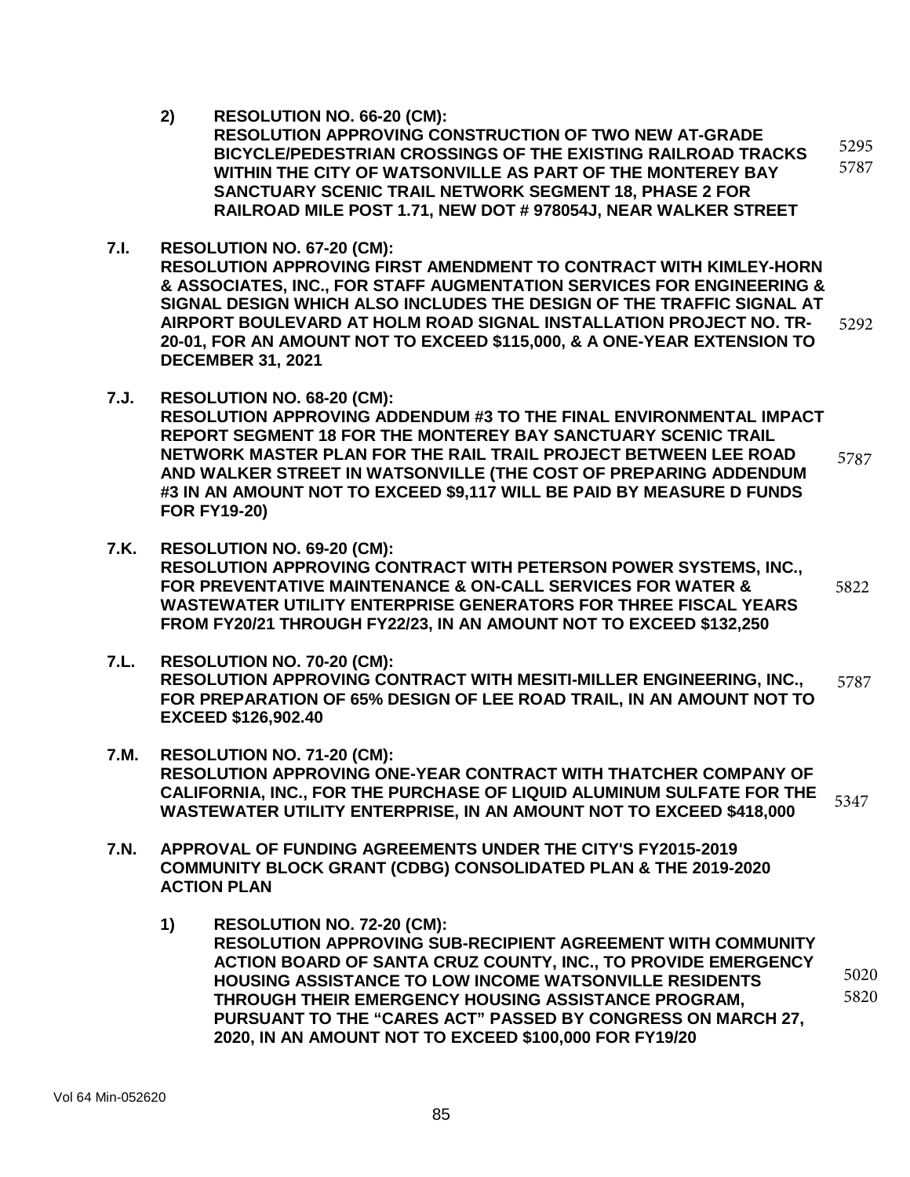2) **RESOLUTION NO. 66-20 (CM):**
   **RESOLUTION APPROVING CONSTRUCTION OF TWO NEW AT-GRADE BICYCLE/PEDESTRIAN CROSSINGS OF THE EXISTING RAILROAD TRACKS WITHIN THE CITY OF WATSONVILLE AS PART OF THE MONTEREY BAY SANCTUARY SCENIC TRAIL NETWORK SEGMENT 18, PHASE 2 FOR RAILROAD MILE POST 1.71, NEW DOT # 978054J, NEAR WALKER STREET** 5295 5787

**7.I. RESOLUTION NO. 67-20 (CM):**
**RESOLUTION APPROVING FIRST AMENDMENT TO CONTRACT WITH KIMLEY-HORN & ASSOCIATES, INC., FOR STAFF AUGMENTATION SERVICES FOR ENGINEERING & SIGNAL DESIGN WHICH ALSO INCLUDES THE DESIGN OF THE TRAFFIC SIGNAL AT AIRPORT BOULEVARD AT HOLM ROAD SIGNAL INSTALLATION PROJECT NO. TR-20-01, FOR AN AMOUNT NOT TO EXCEED $115,000, & A ONE-YEAR EXTENSION TO DECEMBER 31, 2021** 5292

**7.J. RESOLUTION NO. 68-20 (CM):**
**RESOLUTION APPROVING ADDENDUM #3 TO THE FINAL ENVIRONMENTAL IMPACT REPORT SEGMENT 18 FOR THE MONTEREY BAY SANCTUARY SCENIC TRAIL NETWORK MASTER PLAN FOR THE RAIL TRAIL PROJECT BETWEEN LEE ROAD AND WALKER STREET IN WATSONVILLE (THE COST OF PREPARING ADDENDUM #3 IN AN AMOUNT NOT TO EXCEED $9,117 WILL BE PAID BY MEASURE D FUNDS FOR FY19-20)** 5787

**7.K. RESOLUTION NO. 69-20 (CM):**
**RESOLUTION APPROVING CONTRACT WITH PETERSON POWER SYSTEMS, INC., FOR PREVENTATIVE MAINTENANCE & ON-CALL SERVICES FOR WATER & WASTEWATER UTILITY ENTERPRISE GENERATORS FOR THREE FISCAL YEARS FROM FY20/21 THROUGH FY22/23, IN AN AMOUNT NOT TO EXCEED $132,250** 5822

**7.L. RESOLUTION NO. 70-20 (CM):**
**RESOLUTION APPROVING CONTRACT WITH MESITI-MILLER ENGINEERING, INC., FOR PREPARATION OF 65% DESIGN OF LEE ROAD TRAIL, IN AN AMOUNT NOT TO EXCEED $126,902.40** 5787

**7.M. RESOLUTION NO. 71-20 (CM):**
**RESOLUTION APPROVING ONE-YEAR CONTRACT WITH THATCHER COMPANY OF CALIFORNIA, INC., FOR THE PURCHASE OF LIQUID ALUMINUM SULFATE FOR THE WASTEWATER UTILITY ENTERPRISE, IN AN AMOUNT NOT TO EXCEED $418,000** 5347

**7.N. APPROVAL OF FUNDING AGREEMENTS UNDER THE CITY'S FY2015-2019 COMMUNITY BLOCK GRANT (CDBG) CONSOLIDATED PLAN & THE 2019-2020 ACTION PLAN**

1) **RESOLUTION NO. 72-20 (CM):**
   **RESOLUTION APPROVING SUB-RECIPIENT AGREEMENT WITH COMMUNITY ACTION BOARD OF SANTA CRUZ COUNTY, INC., TO PROVIDE EMERGENCY HOUSING ASSISTANCE TO LOW INCOME WATSONVILLE RESIDENTS THROUGH THEIR EMERGENCY HOUSING ASSISTANCE PROGRAM, PURSUANT TO THE "CARES ACT" PASSED BY CONGRESS ON MARCH 27, 2020, IN AN AMOUNT NOT TO EXCEED $100,000 FOR FY19/20** 5020 5820

Vol 64 Min-052620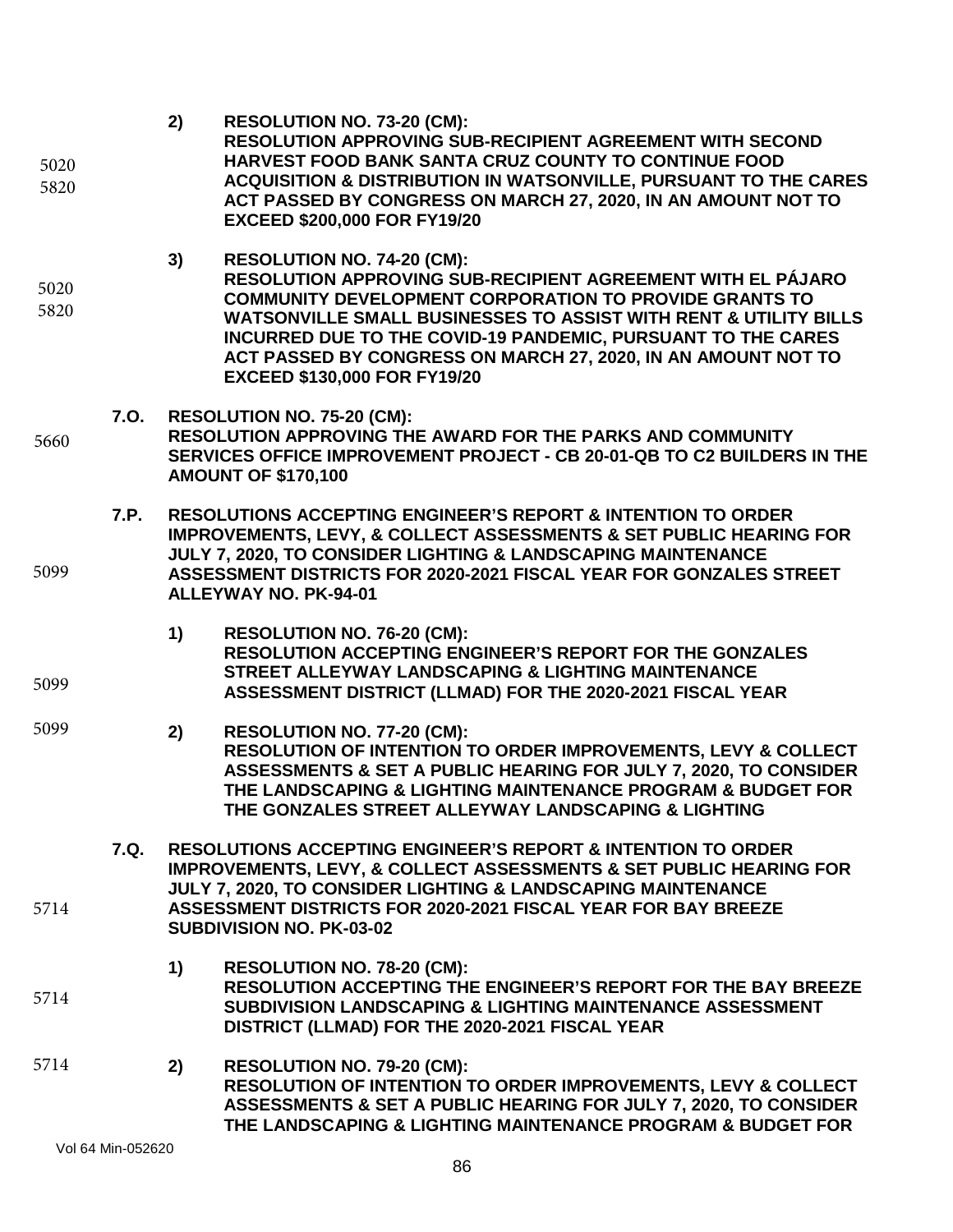5020
5820

2) **RESOLUTION NO. 73-20 (CM):**
**RESOLUTION APPROVING SUB-RECIPIENT AGREEMENT WITH SECOND HARVEST FOOD BANK SANTA CRUZ COUNTY TO CONTINUE FOOD ACQUISITION & DISTRIBUTION IN WATSONVILLE, PURSUANT TO THE CARES ACT PASSED BY CONGRESS ON MARCH 27, 2020, IN AN AMOUNT NOT TO EXCEED $200,000 FOR FY19/20**

5020
5820

3) **RESOLUTION NO. 74-20 (CM):**
**RESOLUTION APPROVING SUB-RECIPIENT AGREEMENT WITH EL PÁJARO COMMUNITY DEVELOPMENT CORPORATION TO PROVIDE GRANTS TO WATSONVILLE SMALL BUSINESSES TO ASSIST WITH RENT & UTILITY BILLS INCURRED DUE TO THE COVID-19 PANDEMIC, PURSUANT TO THE CARES ACT PASSED BY CONGRESS ON MARCH 27, 2020, IN AN AMOUNT NOT TO EXCEED $130,000 FOR FY19/20**

5660

**7.O. RESOLUTION NO. 75-20 (CM):**
**RESOLUTION APPROVING THE AWARD FOR THE PARKS AND COMMUNITY SERVICES OFFICE IMPROVEMENT PROJECT - CB 20-01-QB TO C2 BUILDERS IN THE AMOUNT OF $170,100**

5099

**7.P. RESOLUTIONS ACCEPTING ENGINEER'S REPORT & INTENTION TO ORDER IMPROVEMENTS, LEVY, & COLLECT ASSESSMENTS & SET PUBLIC HEARING FOR JULY 7, 2020, TO CONSIDER LIGHTING & LANDSCAPING MAINTENANCE ASSESSMENT DISTRICTS FOR 2020-2021 FISCAL YEAR FOR GONZALES STREET ALLEYWAY NO. PK-94-01**

5099

1) **RESOLUTION NO. 76-20 (CM):**
**RESOLUTION ACCEPTING ENGINEER'S REPORT FOR THE GONZALES STREET ALLEYWAY LANDSCAPING & LIGHTING MAINTENANCE ASSESSMENT DISTRICT (LLMAD) FOR THE 2020-2021 FISCAL YEAR**

5099

2) **RESOLUTION NO. 77-20 (CM):**
**RESOLUTION OF INTENTION TO ORDER IMPROVEMENTS, LEVY & COLLECT ASSESSMENTS & SET A PUBLIC HEARING FOR JULY 7, 2020, TO CONSIDER THE LANDSCAPING & LIGHTING MAINTENANCE PROGRAM & BUDGET FOR THE GONZALES STREET ALLEYWAY LANDSCAPING & LIGHTING**

5714

**7.Q. RESOLUTIONS ACCEPTING ENGINEER'S REPORT & INTENTION TO ORDER IMPROVEMENTS, LEVY, & COLLECT ASSESSMENTS & SET PUBLIC HEARING FOR JULY 7, 2020, TO CONSIDER LIGHTING & LANDSCAPING MAINTENANCE ASSESSMENT DISTRICTS FOR 2020-2021 FISCAL YEAR FOR BAY BREEZE SUBDIVISION NO. PK-03-02**

5714

1) **RESOLUTION NO. 78-20 (CM):**
**RESOLUTION ACCEPTING THE ENGINEER'S REPORT FOR THE BAY BREEZE SUBDIVISION LANDSCAPING & LIGHTING MAINTENANCE ASSESSMENT DISTRICT (LLMAD) FOR THE 2020-2021 FISCAL YEAR**

5714

2) **RESOLUTION NO. 79-20 (CM):**
**RESOLUTION OF INTENTION TO ORDER IMPROVEMENTS, LEVY & COLLECT ASSESSMENTS & SET A PUBLIC HEARING FOR JULY 7, 2020, TO CONSIDER THE LANDSCAPING & LIGHTING MAINTENANCE PROGRAM & BUDGET FOR**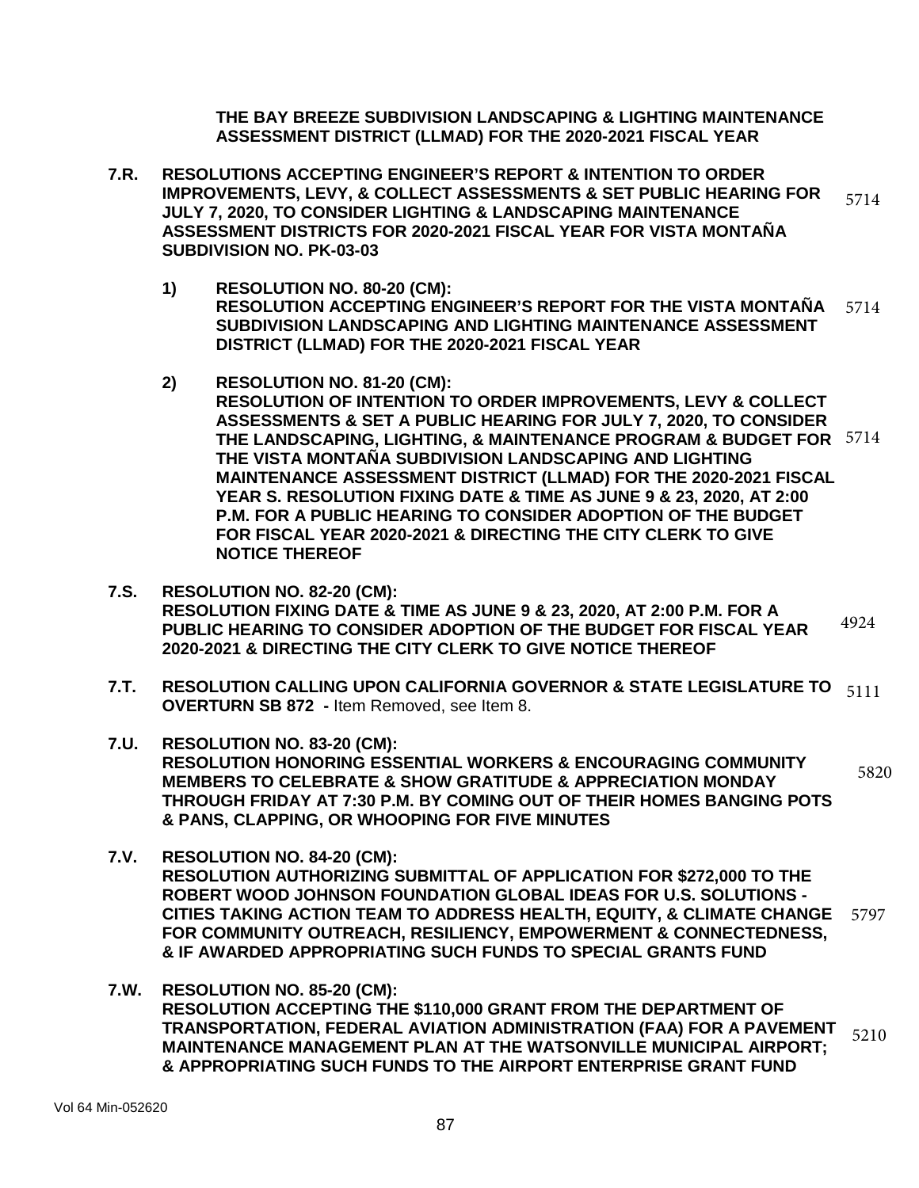**THE BAY BREEZE SUBDIVISION LANDSCAPING & LIGHTING MAINTENANCE ASSESSMENT DISTRICT (LLMAD) FOR THE 2020-2021 FISCAL YEAR**

**7.R. RESOLUTIONS ACCEPTING ENGINEER'S REPORT & INTENTION TO ORDER IMPROVEMENTS, LEVY, & COLLECT ASSESSMENTS & SET PUBLIC HEARING FOR JULY 7, 2020, TO CONSIDER LIGHTING & LANDSCAPING MAINTENANCE ASSESSMENT DISTRICTS FOR 2020-2021 FISCAL YEAR FOR VISTA MONTAÑA SUBDIVISION NO. PK-03-03** 5714

1) **RESOLUTION NO. 80-20 (CM): RESOLUTION ACCEPTING ENGINEER'S REPORT FOR THE VISTA MONTAÑA SUBDIVISION LANDSCAPING AND LIGHTING MAINTENANCE ASSESSMENT DISTRICT (LLMAD) FOR THE 2020-2021 FISCAL YEAR** 5714

2) **RESOLUTION NO. 81-20 (CM): RESOLUTION OF INTENTION TO ORDER IMPROVEMENTS, LEVY & COLLECT ASSESSMENTS & SET A PUBLIC HEARING FOR JULY 7, 2020, TO CONSIDER THE LANDSCAPING, LIGHTING, & MAINTENANCE PROGRAM & BUDGET FOR THE VISTA MONTAÑA SUBDIVISION LANDSCAPING AND LIGHTING MAINTENANCE ASSESSMENT DISTRICT (LLMAD) FOR THE 2020-2021 FISCAL YEAR S. RESOLUTION FIXING DATE & TIME AS JUNE 9 & 23, 2020, AT 2:00 P.M. FOR A PUBLIC HEARING TO CONSIDER ADOPTION OF THE BUDGET FOR FISCAL YEAR 2020-2021 & DIRECTING THE CITY CLERK TO GIVE NOTICE THEREOF** 5714

**7.S. RESOLUTION NO. 82-20 (CM): RESOLUTION FIXING DATE & TIME AS JUNE 9 & 23, 2020, AT 2:00 P.M. FOR A PUBLIC HEARING TO CONSIDER ADOPTION OF THE BUDGET FOR FISCAL YEAR 2020-2021 & DIRECTING THE CITY CLERK TO GIVE NOTICE THEREOF** 4924

**7.T. RESOLUTION CALLING UPON CALIFORNIA GOVERNOR & STATE LEGISLATURE TO OVERTURN SB 872 -** Item Removed, see Item 8. 5111

**7.U. RESOLUTION NO. 83-20 (CM): RESOLUTION HONORING ESSENTIAL WORKERS & ENCOURAGING COMMUNITY MEMBERS TO CELEBRATE & SHOW GRATITUDE & APPRECIATION MONDAY THROUGH FRIDAY AT 7:30 P.M. BY COMING OUT OF THEIR HOMES BANGING POTS & PANS, CLAPPING, OR WHOOPING FOR FIVE MINUTES** 5820

**7.V. RESOLUTION NO. 84-20 (CM): RESOLUTION AUTHORIZING SUBMITTAL OF APPLICATION FOR $272,000 TO THE ROBERT WOOD JOHNSON FOUNDATION GLOBAL IDEAS FOR U.S. SOLUTIONS - CITIES TAKING ACTION TEAM TO ADDRESS HEALTH, EQUITY, & CLIMATE CHANGE FOR COMMUNITY OUTREACH, RESILIENCY, EMPOWERMENT & CONNECTEDNESS, & IF AWARDED APPROPRIATING SUCH FUNDS TO SPECIAL GRANTS FUND** 5797

**7.W. RESOLUTION NO. 85-20 (CM): RESOLUTION ACCEPTING THE $110,000 GRANT FROM THE DEPARTMENT OF TRANSPORTATION, FEDERAL AVIATION ADMINISTRATION (FAA) FOR A PAVEMENT MAINTENANCE MANAGEMENT PLAN AT THE WATSONVILLE MUNICIPAL AIRPORT; & APPROPRIATING SUCH FUNDS TO THE AIRPORT ENTERPRISE GRANT FUND** 5210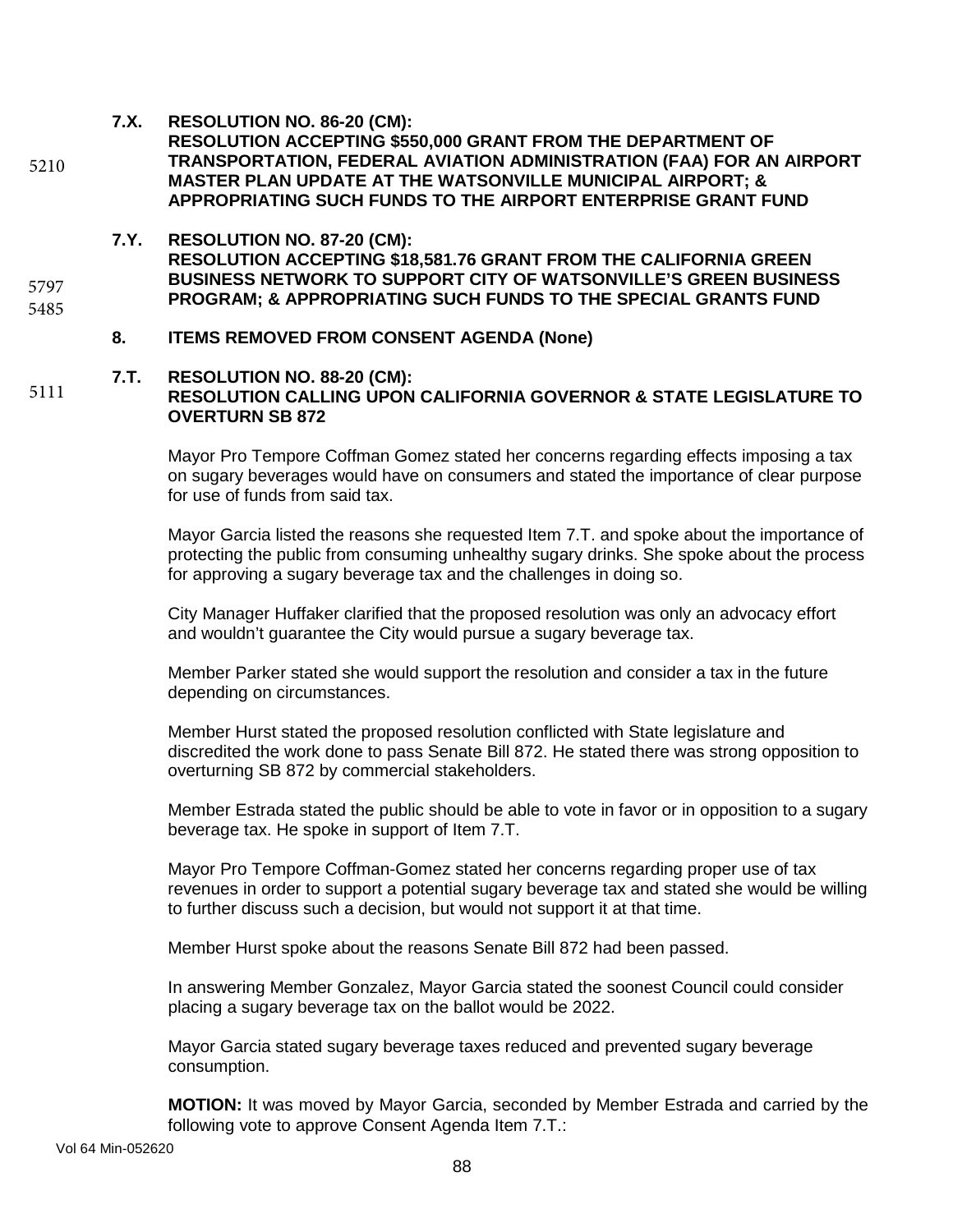5210

**7.X. RESOLUTION NO. 86-20 (CM):**
**RESOLUTION ACCEPTING $550,000 GRANT FROM THE DEPARTMENT OF TRANSPORTATION, FEDERAL AVIATION ADMINISTRATION (FAA) FOR AN AIRPORT MASTER PLAN UPDATE AT THE WATSONVILLE MUNICIPAL AIRPORT; & APPROPRIATING SUCH FUNDS TO THE AIRPORT ENTERPRISE GRANT FUND**

5797
5485

**7.Y. RESOLUTION NO. 87-20 (CM):**
**RESOLUTION ACCEPTING $18,581.76 GRANT FROM THE CALIFORNIA GREEN BUSINESS NETWORK TO SUPPORT CITY OF WATSONVILLE'S GREEN BUSINESS PROGRAM; & APPROPRIATING SUCH FUNDS TO THE SPECIAL GRANTS FUND**

**8. ITEMS REMOVED FROM CONSENT AGENDA (None)**

5111

**7.T. RESOLUTION NO. 88-20 (CM):**
**RESOLUTION CALLING UPON CALIFORNIA GOVERNOR & STATE LEGISLATURE TO OVERTURN SB 872**

Mayor Pro Tempore Coffman Gomez stated her concerns regarding effects imposing a tax on sugary beverages would have on consumers and stated the importance of clear purpose for use of funds from said tax.

Mayor Garcia listed the reasons she requested Item 7.T. and spoke about the importance of protecting the public from consuming unhealthy sugary drinks. She spoke about the process for approving a sugary beverage tax and the challenges in doing so.

City Manager Huffaker clarified that the proposed resolution was only an advocacy effort and wouldn't guarantee the City would pursue a sugary beverage tax.

Member Parker stated she would support the resolution and consider a tax in the future depending on circumstances.

Member Hurst stated the proposed resolution conflicted with State legislature and discredited the work done to pass Senate Bill 872. He stated there was strong opposition to overturning SB 872 by commercial stakeholders.

Member Estrada stated the public should be able to vote in favor or in opposition to a sugary beverage tax. He spoke in support of Item 7.T.

Mayor Pro Tempore Coffman-Gomez stated her concerns regarding proper use of tax revenues in order to support a potential sugary beverage tax and stated she would be willing to further discuss such a decision, but would not support it at that time.

Member Hurst spoke about the reasons Senate Bill 872 had been passed.

In answering Member Gonzalez, Mayor Garcia stated the soonest Council could consider placing a sugary beverage tax on the ballot would be 2022.

Mayor Garcia stated sugary beverage taxes reduced and prevented sugary beverage consumption.

**MOTION:** It was moved by Mayor Garcia, seconded by Member Estrada and carried by the following vote to approve Consent Agenda Item 7.T.:

Vol 64 Min-052620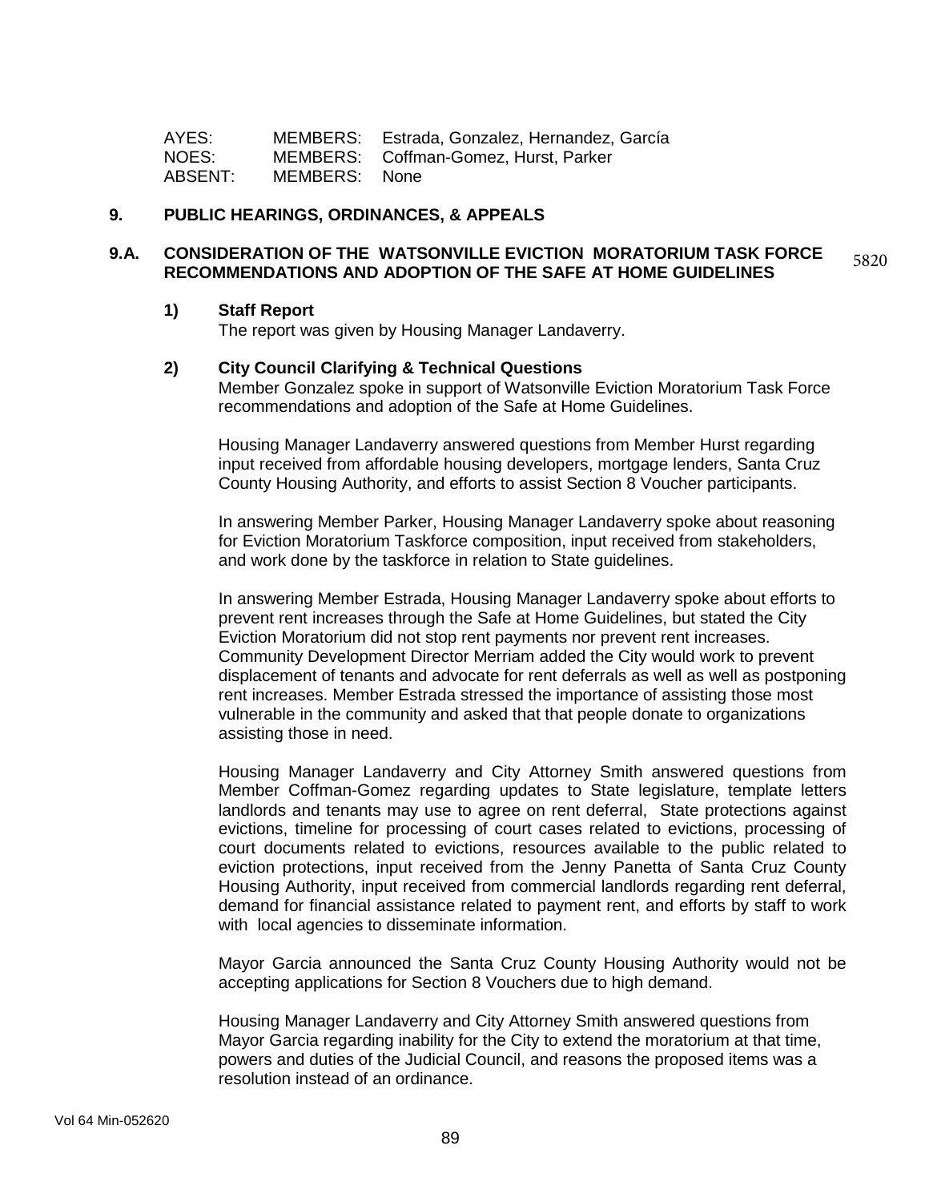| | | |
|---|---|---|
| AYES: | MEMBERS: | Estrada, Gonzalez, Hernandez, García |
| NOES: | MEMBERS: | Coffman-Gomez, Hurst, Parker |
| ABSENT: | MEMBERS: | None |

## 9. PUBLIC HEARINGS, ORDINANCES, & APPEALS

### 9.A. CONSIDERATION OF THE WATSONVILLE EVICTION MORATORIUM TASK FORCE RECOMMENDATIONS AND ADOPTION OF THE SAFE AT HOME GUIDELINES

5820

**1) Staff Report**

The report was given by Housing Manager Landaverry.

**2) City Council Clarifying & Technical Questions**

Member Gonzalez spoke in support of Watsonville Eviction Moratorium Task Force recommendations and adoption of the Safe at Home Guidelines.

Housing Manager Landaverry answered questions from Member Hurst regarding input received from affordable housing developers, mortgage lenders, Santa Cruz County Housing Authority, and efforts to assist Section 8 Voucher participants.

In answering Member Parker, Housing Manager Landaverry spoke about reasoning for Eviction Moratorium Taskforce composition, input received from stakeholders, and work done by the taskforce in relation to State guidelines.

In answering Member Estrada, Housing Manager Landaverry spoke about efforts to prevent rent increases through the Safe at Home Guidelines, but stated the City Eviction Moratorium did not stop rent payments nor prevent rent increases. Community Development Director Merriam added the City would work to prevent displacement of tenants and advocate for rent deferrals as well as well as postponing rent increases. Member Estrada stressed the importance of assisting those most vulnerable in the community and asked that that people donate to organizations assisting those in need.

Housing Manager Landaverry and City Attorney Smith answered questions from Member Coffman-Gomez regarding updates to State legislature, template letters landlords and tenants may use to agree on rent deferral, State protections against evictions, timeline for processing of court cases related to evictions, processing of court documents related to evictions, resources available to the public related to eviction protections, input received from the Jenny Panetta of Santa Cruz County Housing Authority, input received from commercial landlords regarding rent deferral, demand for financial assistance related to payment rent, and efforts by staff to work with local agencies to disseminate information.

Mayor Garcia announced the Santa Cruz County Housing Authority would not be accepting applications for Section 8 Vouchers due to high demand.

Housing Manager Landaverry and City Attorney Smith answered questions from Mayor Garcia regarding inability for the City to extend the moratorium at that time, powers and duties of the Judicial Council, and reasons the proposed items was a resolution instead of an ordinance.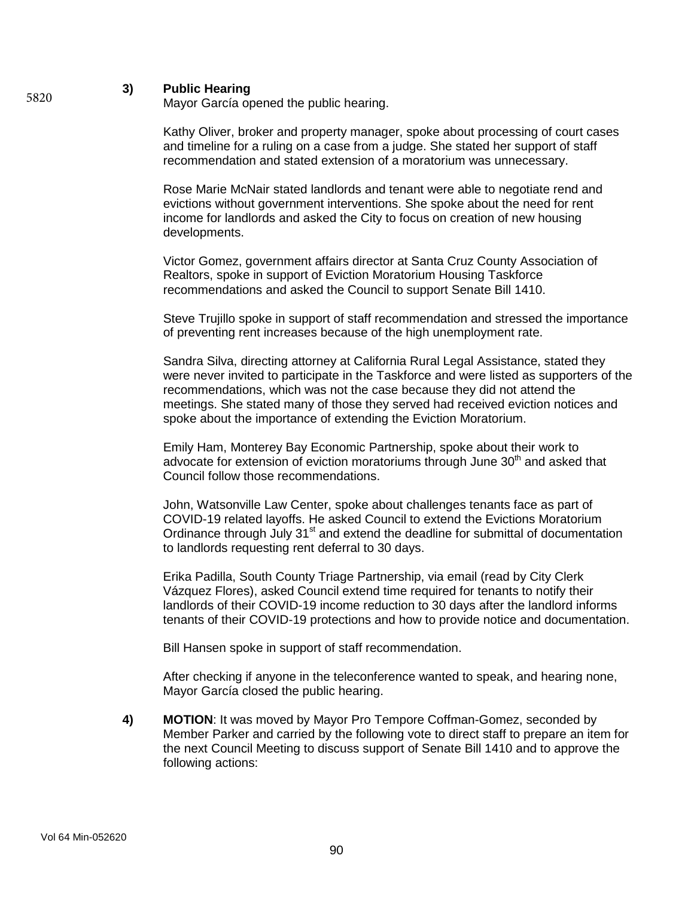5820

**3) Public Hearing**

Mayor García opened the public hearing.

Kathy Oliver, broker and property manager, spoke about processing of court cases and timeline for a ruling on a case from a judge. She stated her support of staff recommendation and stated extension of a moratorium was unnecessary.

Rose Marie McNair stated landlords and tenant were able to negotiate rend and evictions without government interventions. She spoke about the need for rent income for landlords and asked the City to focus on creation of new housing developments.

Victor Gomez, government affairs director at Santa Cruz County Association of Realtors, spoke in support of Eviction Moratorium Housing Taskforce recommendations and asked the Council to support Senate Bill 1410.

Steve Trujillo spoke in support of staff recommendation and stressed the importance of preventing rent increases because of the high unemployment rate.

Sandra Silva, directing attorney at California Rural Legal Assistance, stated they were never invited to participate in the Taskforce and were listed as supporters of the recommendations, which was not the case because they did not attend the meetings. She stated many of those they served had received eviction notices and spoke about the importance of extending the Eviction Moratorium.

Emily Ham, Monterey Bay Economic Partnership, spoke about their work to advocate for extension of eviction moratoriums through June 30th and asked that Council follow those recommendations.

John, Watsonville Law Center, spoke about challenges tenants face as part of COVID-19 related layoffs. He asked Council to extend the Evictions Moratorium Ordinance through July 31st and extend the deadline for submittal of documentation to landlords requesting rent deferral to 30 days.

Erika Padilla, South County Triage Partnership, via email (read by City Clerk Vázquez Flores), asked Council extend time required for tenants to notify their landlords of their COVID-19 income reduction to 30 days after the landlord informs tenants of their COVID-19 protections and how to provide notice and documentation.

Bill Hansen spoke in support of staff recommendation.

After checking if anyone in the teleconference wanted to speak, and hearing none, Mayor García closed the public hearing.

**4) MOTION**: It was moved by Mayor Pro Tempore Coffman-Gomez, seconded by Member Parker and carried by the following vote to direct staff to prepare an item for the next Council Meeting to discuss support of Senate Bill 1410 and to approve the following actions:

Vol 64 Min-052620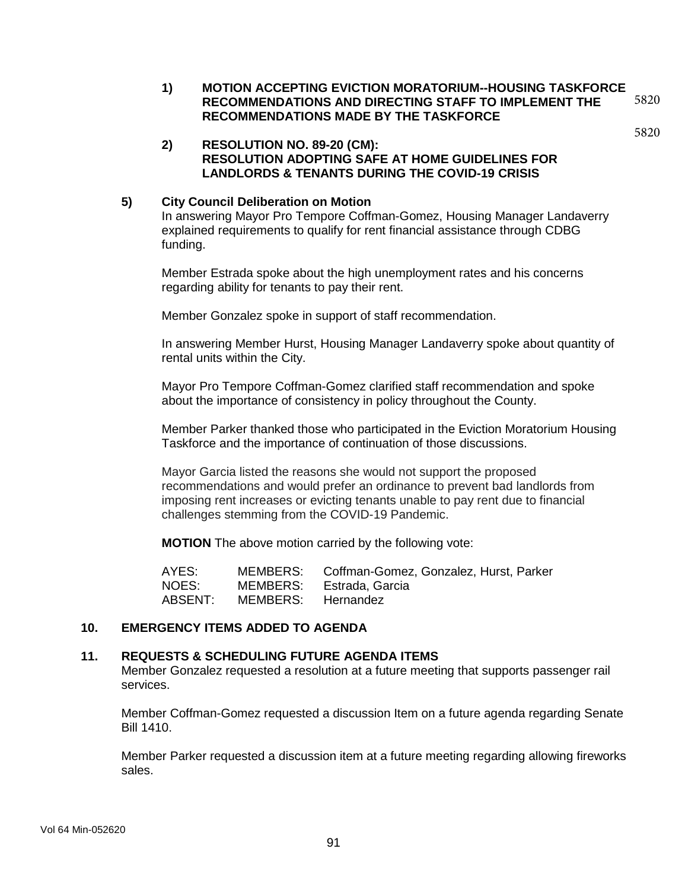**1) MOTION ACCEPTING EVICTION MORATORIUM--HOUSING TASKFORCE RECOMMENDATIONS AND DIRECTING STAFF TO IMPLEMENT THE RECOMMENDATIONS MADE BY THE TASKFORCE** 5820

**2) RESOLUTION NO. 89-20 (CM): RESOLUTION ADOPTING SAFE AT HOME GUIDELINES FOR LANDLORDS & TENANTS DURING THE COVID-19 CRISIS** 5820

**5) City Council Deliberation on Motion**

In answering Mayor Pro Tempore Coffman-Gomez, Housing Manager Landaverry explained requirements to qualify for rent financial assistance through CDBG funding.

Member Estrada spoke about the high unemployment rates and his concerns regarding ability for tenants to pay their rent.

Member Gonzalez spoke in support of staff recommendation.

In answering Member Hurst, Housing Manager Landaverry spoke about quantity of rental units within the City.

Mayor Pro Tempore Coffman-Gomez clarified staff recommendation and spoke about the importance of consistency in policy throughout the County.

Member Parker thanked those who participated in the Eviction Moratorium Housing Taskforce and the importance of continuation of those discussions.

Mayor Garcia listed the reasons she would not support the proposed recommendations and would prefer an ordinance to prevent bad landlords from imposing rent increases or evicting tenants unable to pay rent due to financial challenges stemming from the COVID-19 Pandemic.

**MOTION** The above motion carried by the following vote:

| | | |
|---|---|---|
| AYES: | MEMBERS: | Coffman-Gomez, Gonzalez, Hurst, Parker |
| NOES: | MEMBERS: | Estrada, Garcia |
| ABSENT: | MEMBERS: | Hernandez |

## 10. EMERGENCY ITEMS ADDED TO AGENDA

## 11. REQUESTS & SCHEDULING FUTURE AGENDA ITEMS

Member Gonzalez requested a resolution at a future meeting that supports passenger rail services.

Member Coffman-Gomez requested a discussion Item on a future agenda regarding Senate Bill 1410.

Member Parker requested a discussion item at a future meeting regarding allowing fireworks sales.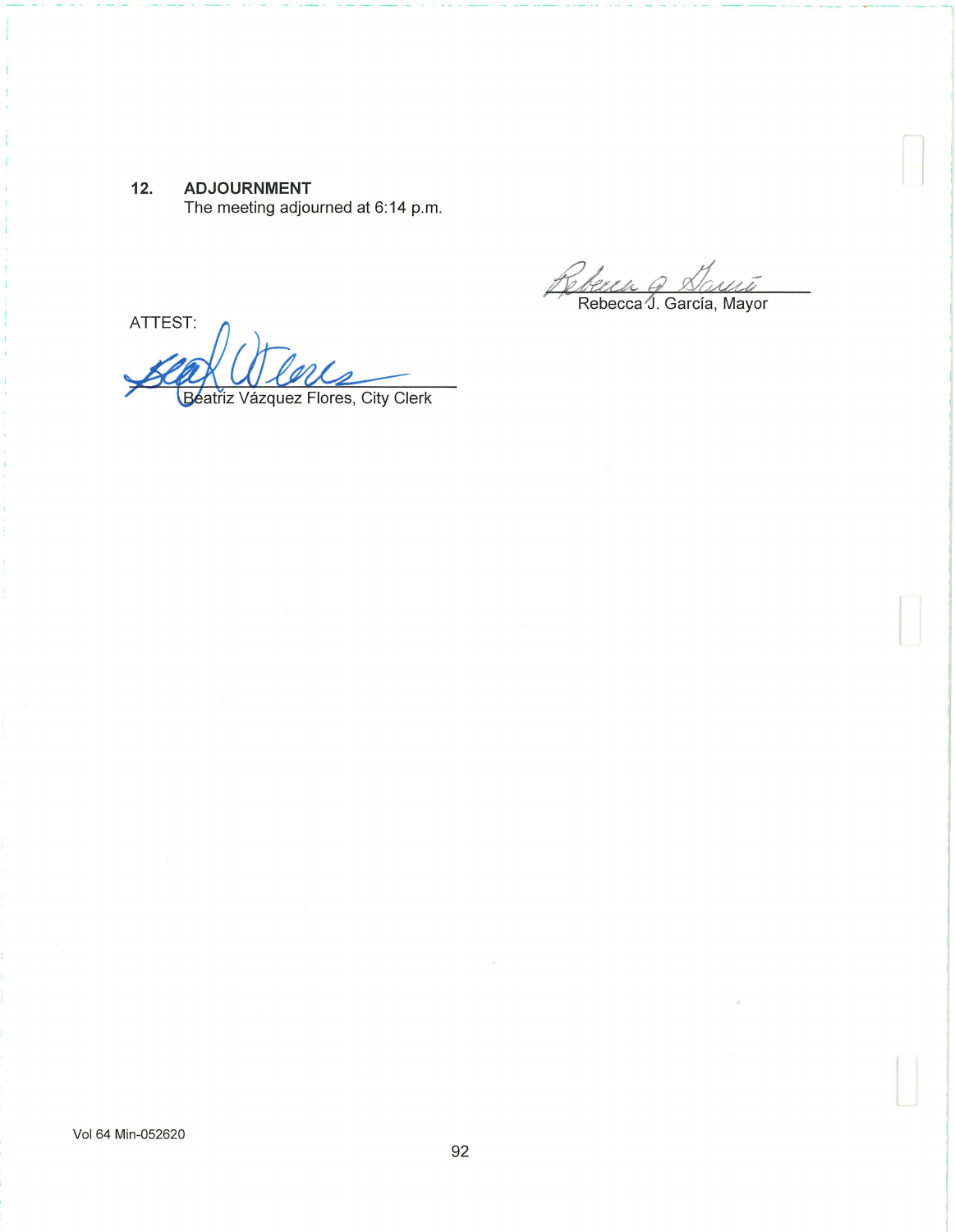## 12. ADJOURNMENT

The meeting adjourned at 6:14 p.m.

Rebecca J. García, Mayor

ATTEST:

Beatriz Vázquez Flores, City Clerk

Vol 64 Min-052620